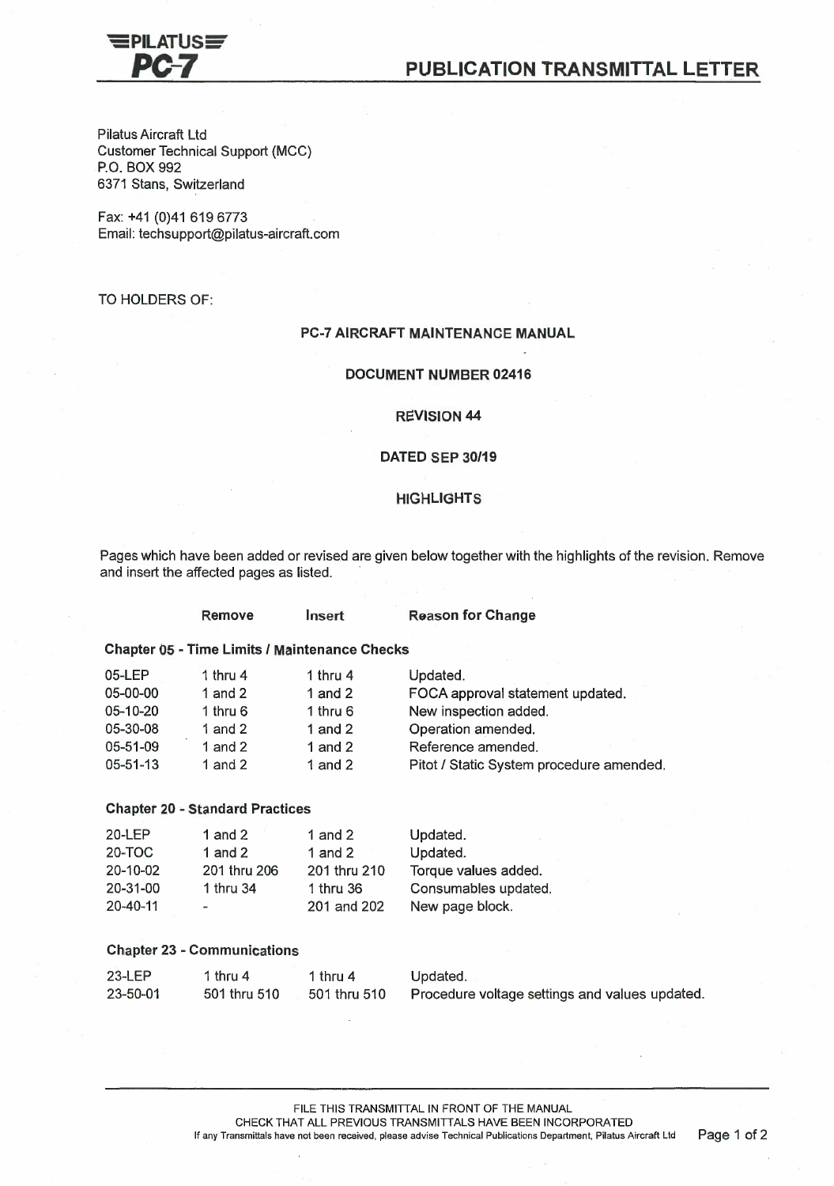**≡PILATUS≡**
**PC-7**

# PUBLICATION TRANSMITTAL LETTER

Pilatus Aircraft Ltd
Customer Technical Support (MCC)
P.O. BOX 992
6371 Stans, Switzerland

Fax: +41 (0)41 619 6773
Email: techsupport@pilatus-aircraft.com

TO HOLDERS OF:

**PC-7 AIRCRAFT MAINTENANCE MANUAL**

**DOCUMENT NUMBER 02416**

**REVISION 44**

**DATED SEP 30/19**

**HIGHLIGHTS**

Pages which have been added or revised are given below together with the highlights of the revision. Remove and insert the affected pages as listed.

| | Remove | Insert | Reason for Change |
|---|---|---|---|
| **Chapter 05 - Time Limits / Maintenance Checks** | | | |
| 05-LEP | 1 thru 4 | 1 thru 4 | Updated. |
| 05-00-00 | 1 and 2 | 1 and 2 | FOCA approval statement updated. |
| 05-10-20 | 1 thru 6 | 1 thru 6 | New inspection added. |
| 05-30-08 | 1 and 2 | 1 and 2 | Operation amended. |
| 05-51-09 | 1 and 2 | 1 and 2 | Reference amended. |
| 05-51-13 | 1 and 2 | 1 and 2 | Pitot / Static System procedure amended. |
| **Chapter 20 - Standard Practices** | | | |
| 20-LEP | 1 and 2 | 1 and 2 | Updated. |
| 20-TOC | 1 and 2 | 1 and 2 | Updated. |
| 20-10-02 | 201 thru 206 | 201 thru 210 | Torque values added. |
| 20-31-00 | 1 thru 34 | 1 thru 36 | Consumables updated. |
| 20-40-11 | - | 201 and 202 | New page block. |
| **Chapter 23 - Communications** | | | |
| 23-LEP | 1 thru 4 | 1 thru 4 | Updated. |
| 23-50-01 | 501 thru 510 | 501 thru 510 | Procedure voltage settings and values updated. |

FILE THIS TRANSMITTAL IN FRONT OF THE MANUAL
CHECK THAT ALL PREVIOUS TRANSMITTALS HAVE BEEN INCORPORATED
If any Transmittals have not been received, please advise Technical Publications Department, Pilatus Aircraft Ltd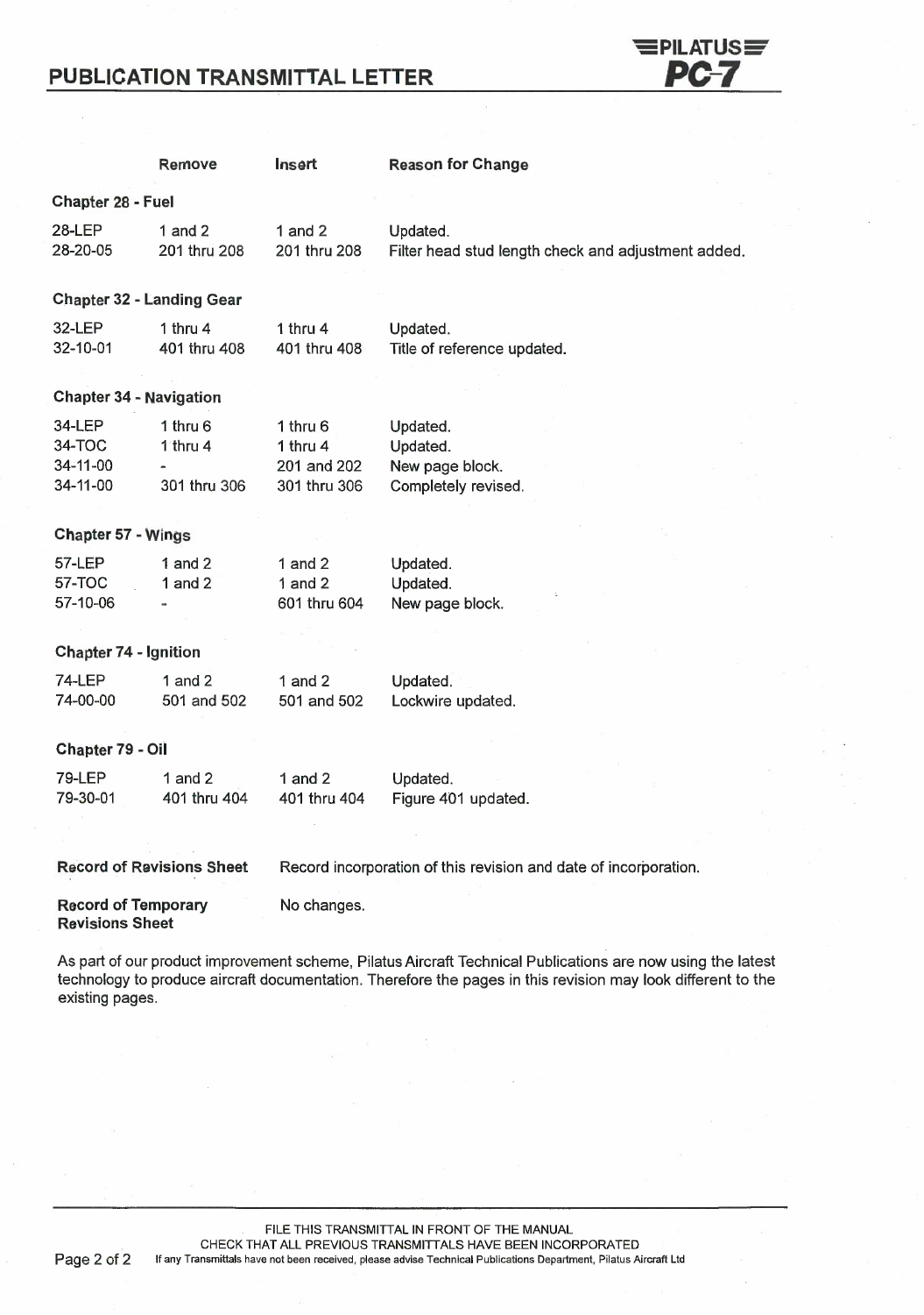# PUBLICATION TRANSMITTAL LETTER

| | Remove | Insert | Reason for Change |
|---|---|---|---|
| **Chapter 28 - Fuel** | | | |
| 28-LEP | 1 and 2 | 1 and 2 | Updated. |
| 28-20-05 | 201 thru 208 | 201 thru 208 | Filter head stud length check and adjustment added. |
| **Chapter 32 - Landing Gear** | | | |
| 32-LEP | 1 thru 4 | 1 thru 4 | Updated. |
| 32-10-01 | 401 thru 408 | 401 thru 408 | Title of reference updated. |
| **Chapter 34 - Navigation** | | | |
| 34-LEP | 1 thru 6 | 1 thru 6 | Updated. |
| 34-TOC | 1 thru 4 | 1 thru 4 | Updated. |
| 34-11-00 | - | 201 and 202 | New page block. |
| 34-11-00 | 301 thru 306 | 301 thru 306 | Completely revised. |
| **Chapter 57 - Wings** | | | |
| 57-LEP | 1 and 2 | 1 and 2 | Updated. |
| 57-TOC | 1 and 2 | 1 and 2 | Updated. |
| 57-10-06 | - | 601 thru 604 | New page block. |
| **Chapter 74 - Ignition** | | | |
| 74-LEP | 1 and 2 | 1 and 2 | Updated. |
| 74-00-00 | 501 and 502 | 501 and 502 | Lockwire updated. |
| **Chapter 79 - Oil** | | | |
| 79-LEP | 1 and 2 | 1 and 2 | Updated. |
| 79-30-01 | 401 thru 404 | 401 thru 404 | Figure 401 updated. |

**Record of Revisions Sheet** Record incorporation of this revision and date of incorporation.

**Record of Temporary Revisions Sheet** No changes.

As part of our product improvement scheme, Pilatus Aircraft Technical Publications are now using the latest technology to produce aircraft documentation. Therefore the pages in this revision may look different to the existing pages.

FILE THIS TRANSMITTAL IN FRONT OF THE MANUAL
CHECK THAT ALL PREVIOUS TRANSMITTALS HAVE BEEN INCORPORATED
If any Transmittals have not been received, please advise Technical Publications Department, Pilatus Aircraft Ltd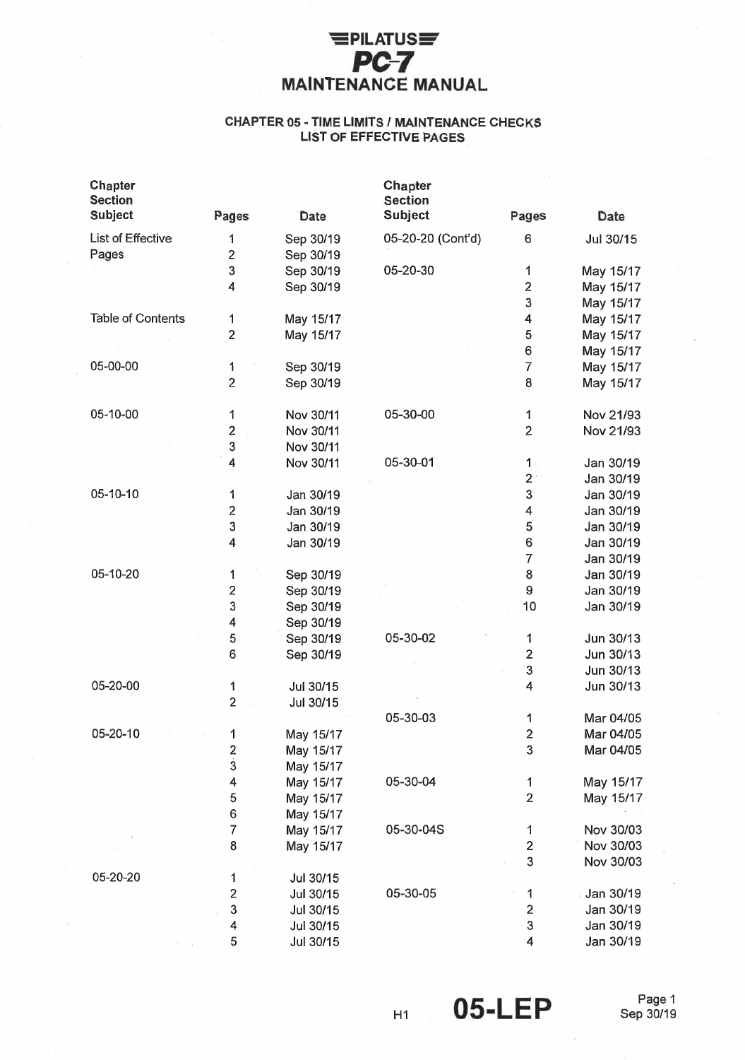# PILATUS PC-7 MAINTENANCE MANUAL

## CHAPTER 05 - TIME LIMITS / MAINTENANCE CHECKS
## LIST OF EFFECTIVE PAGES

| Chapter Section Subject | Pages | Date |
|---|---|---|
| List of Effective Pages | 1 | Sep 30/19 |
| | 2 | Sep 30/19 |
| | 3 | Sep 30/19 |
| | 4 | Sep 30/19 |
| Table of Contents | 1 | May 15/17 |
| | 2 | May 15/17 |
| 05-00-00 | 1 | Sep 30/19 |
| | 2 | Sep 30/19 |
| 05-10-00 | 1 | Nov 30/11 |
| | 2 | Nov 30/11 |
| | 3 | Nov 30/11 |
| | 4 | Nov 30/11 |
| 05-10-10 | 1 | Jan 30/19 |
| | 2 | Jan 30/19 |
| | 3 | Jan 30/19 |
| | 4 | Jan 30/19 |
| 05-10-20 | 1 | Sep 30/19 |
| | 2 | Sep 30/19 |
| | 3 | Sep 30/19 |
| | 4 | Sep 30/19 |
| | 5 | Sep 30/19 |
| | 6 | Sep 30/19 |
| 05-20-00 | 1 | Jul 30/15 |
| | 2 | Jul 30/15 |
| 05-20-10 | 1 | May 15/17 |
| | 2 | May 15/17 |
| | 3 | May 15/17 |
| | 4 | May 15/17 |
| | 5 | May 15/17 |
| | 6 | May 15/17 |
| | 7 | May 15/17 |
| | 8 | May 15/17 |
| 05-20-20 | 1 | Jul 30/15 |
| | 2 | Jul 30/15 |
| | 3 | Jul 30/15 |
| | 4 | Jul 30/15 |
| | 5 | Jul 30/15 |
| 05-20-20 (Cont'd) | 6 | Jul 30/15 |
| 05-20-30 | 1 | May 15/17 |
| | 2 | May 15/17 |
| | 3 | May 15/17 |
| | 4 | May 15/17 |
| | 5 | May 15/17 |
| | 6 | May 15/17 |
| | 7 | May 15/17 |
| | 8 | May 15/17 |
| 05-30-00 | 1 | Nov 21/93 |
| | 2 | Nov 21/93 |
| 05-30-01 | 1 | Jan 30/19 |
| | 2 | Jan 30/19 |
| | 3 | Jan 30/19 |
| | 4 | Jan 30/19 |
| | 5 | Jan 30/19 |
| | 6 | Jan 30/19 |
| | 7 | Jan 30/19 |
| | 8 | Jan 30/19 |
| | 9 | Jan 30/19 |
| | 10 | Jan 30/19 |
| 05-30-02 | 1 | Jun 30/13 |
| | 2 | Jun 30/13 |
| | 3 | Jun 30/13 |
| | 4 | Jun 30/13 |
| 05-30-03 | 1 | Mar 04/05 |
| | 2 | Mar 04/05 |
| | 3 | Mar 04/05 |
| 05-30-04 | 1 | May 15/17 |
| | 2 | May 15/17 |
| 05-30-04S | 1 | Nov 30/03 |
| | 2 | Nov 30/03 |
| | 3 | Nov 30/03 |
| 05-30-05 | 1 | Jan 30/19 |
| | 2 | Jan 30/19 |
| | 3 | Jan 30/19 |
| | 4 | Jan 30/19 |

H1 05-LEP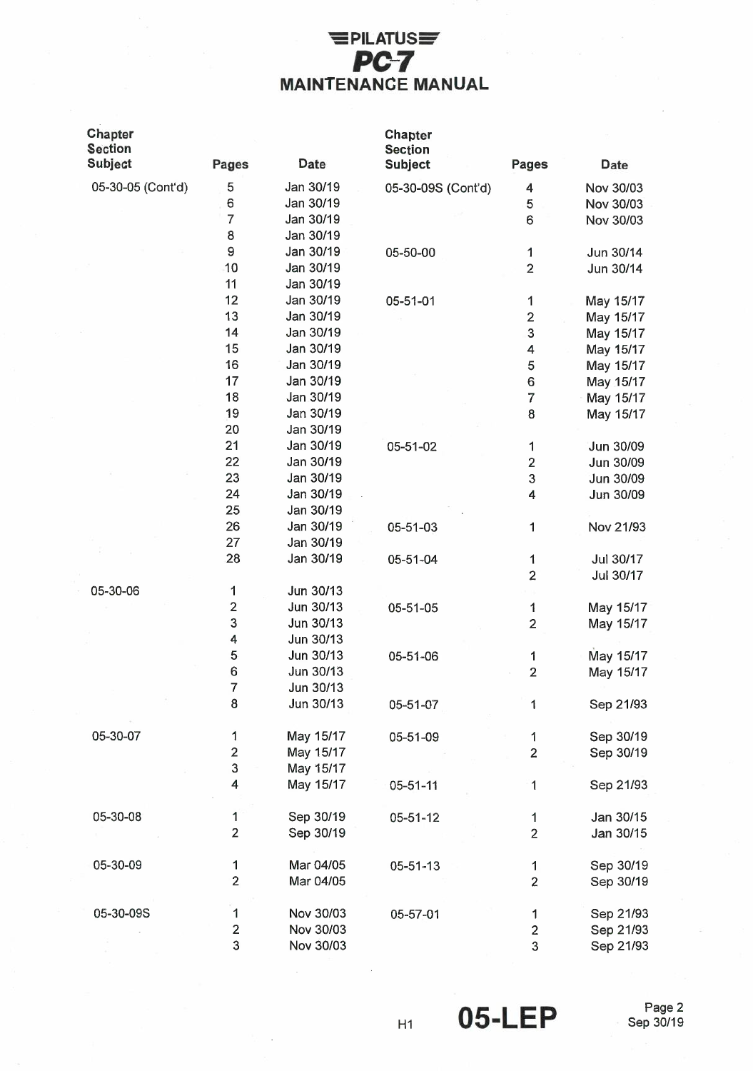| Chapter Section Subject | Pages | Date |
|---|---|---|
| 05-30-05 (Cont'd) | 5 | Jan 30/19 |
| | 6 | Jan 30/19 |
| | 7 | Jan 30/19 |
| | 8 | Jan 30/19 |
| | 9 | Jan 30/19 |
| | 10 | Jan 30/19 |
| | 11 | Jan 30/19 |
| | 12 | Jan 30/19 |
| | 13 | Jan 30/19 |
| | 14 | Jan 30/19 |
| | 15 | Jan 30/19 |
| | 16 | Jan 30/19 |
| | 17 | Jan 30/19 |
| | 18 | Jan 30/19 |
| | 19 | Jan 30/19 |
| | 20 | Jan 30/19 |
| | 21 | Jan 30/19 |
| | 22 | Jan 30/19 |
| | 23 | Jan 30/19 |
| | 24 | Jan 30/19 |
| | 25 | Jan 30/19 |
| | 26 | Jan 30/19 |
| | 27 | Jan 30/19 |
| | 28 | Jan 30/19 |
| 05-30-06 | 1 | Jun 30/13 |
| | 2 | Jun 30/13 |
| | 3 | Jun 30/13 |
| | 4 | Jun 30/13 |
| | 5 | Jun 30/13 |
| | 6 | Jun 30/13 |
| | 7 | Jun 30/13 |
| | 8 | Jun 30/13 |
| 05-30-07 | 1 | May 15/17 |
| | 2 | May 15/17 |
| | 3 | May 15/17 |
| | 4 | May 15/17 |
| 05-30-08 | 1 | Sep 30/19 |
| | 2 | Sep 30/19 |
| 05-30-09 | 1 | Mar 04/05 |
| | 2 | Mar 04/05 |
| 05-30-09S | 1 | Nov 30/03 |
| | 2 | Nov 30/03 |
| | 3 | Nov 30/03 |
| 05-30-09S (Cont'd) | 4 | Nov 30/03 |
| | 5 | Nov 30/03 |
| | 6 | Nov 30/03 |
| 05-50-00 | 1 | Jun 30/14 |
| | 2 | Jun 30/14 |
| 05-51-01 | 1 | May 15/17 |
| | 2 | May 15/17 |
| | 3 | May 15/17 |
| | 4 | May 15/17 |
| | 5 | May 15/17 |
| | 6 | May 15/17 |
| | 7 | May 15/17 |
| | 8 | May 15/17 |
| 05-51-02 | 1 | Jun 30/09 |
| | 2 | Jun 30/09 |
| | 3 | Jun 30/09 |
| | 4 | Jun 30/09 |
| 05-51-03 | 1 | Nov 21/93 |
| 05-51-04 | 1 | Jul 30/17 |
| | 2 | Jul 30/17 |
| 05-51-05 | 1 | May 15/17 |
| | 2 | May 15/17 |
| 05-51-06 | 1 | May 15/17 |
| | 2 | May 15/17 |
| 05-51-07 | 1 | Sep 21/93 |
| 05-51-09 | 1 | Sep 30/19 |
| | 2 | Sep 30/19 |
| 05-51-11 | 1 | Sep 21/93 |
| 05-51-12 | 1 | Jan 30/15 |
| | 2 | Jan 30/15 |
| 05-51-13 | 1 | Sep 30/19 |
| | 2 | Sep 30/19 |
| 05-57-01 | 1 | Sep 21/93 |
| | 2 | Sep 21/93 |
| | 3 | Sep 21/93 |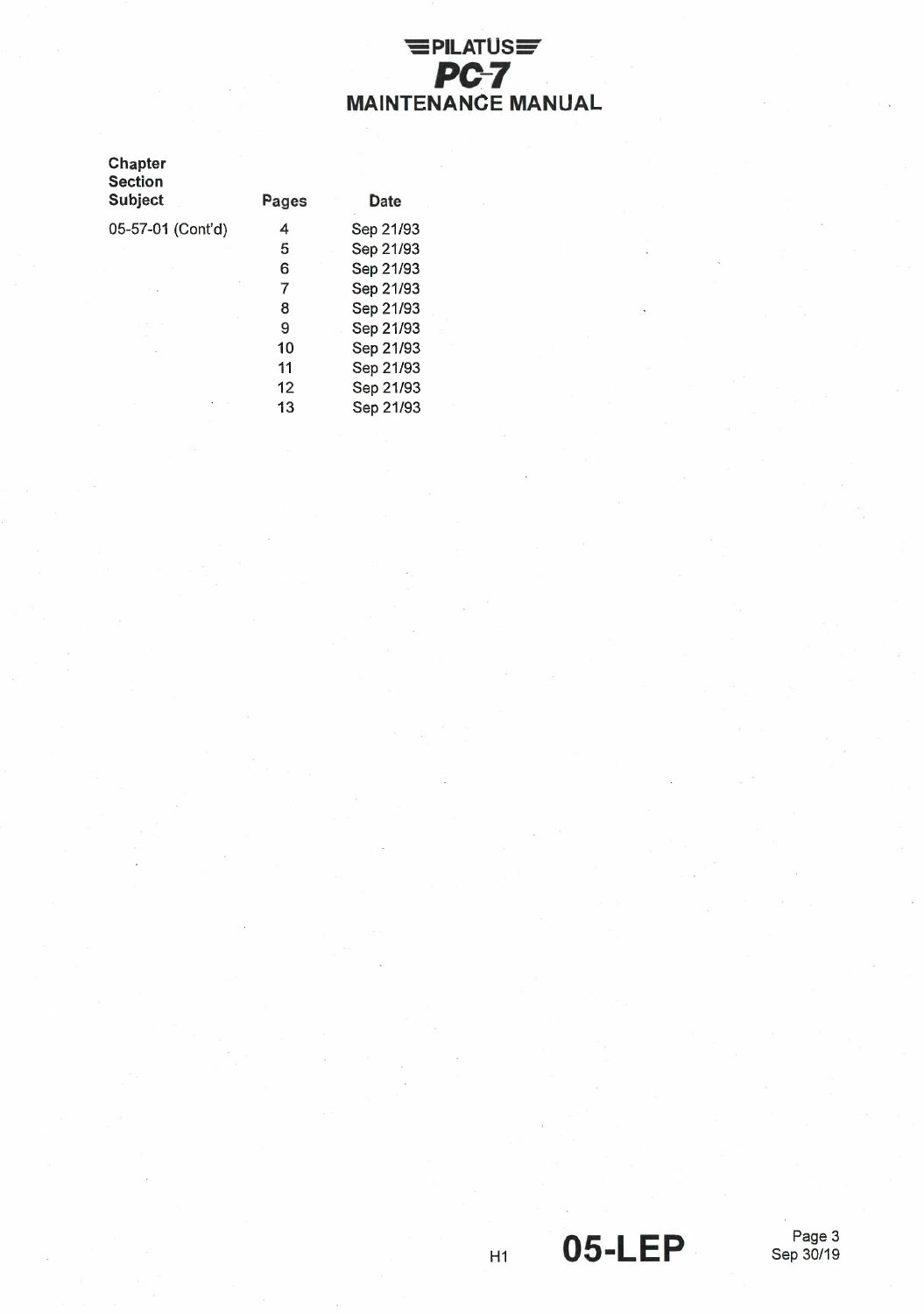| Chapter Section Subject | Pages | Date |
| --- | --- | --- |
| 05-57-01 (Cont'd) | 4 | Sep 21/93 |
| | 5 | Sep 21/93 |
| | 6 | Sep 21/93 |
| | 7 | Sep 21/93 |
| | 8 | Sep 21/93 |
| | 9 | Sep 21/93 |
| | 10 | Sep 21/93 |
| | 11 | Sep 21/93 |
| | 12 | Sep 21/93 |
| | 13 | Sep 21/93 |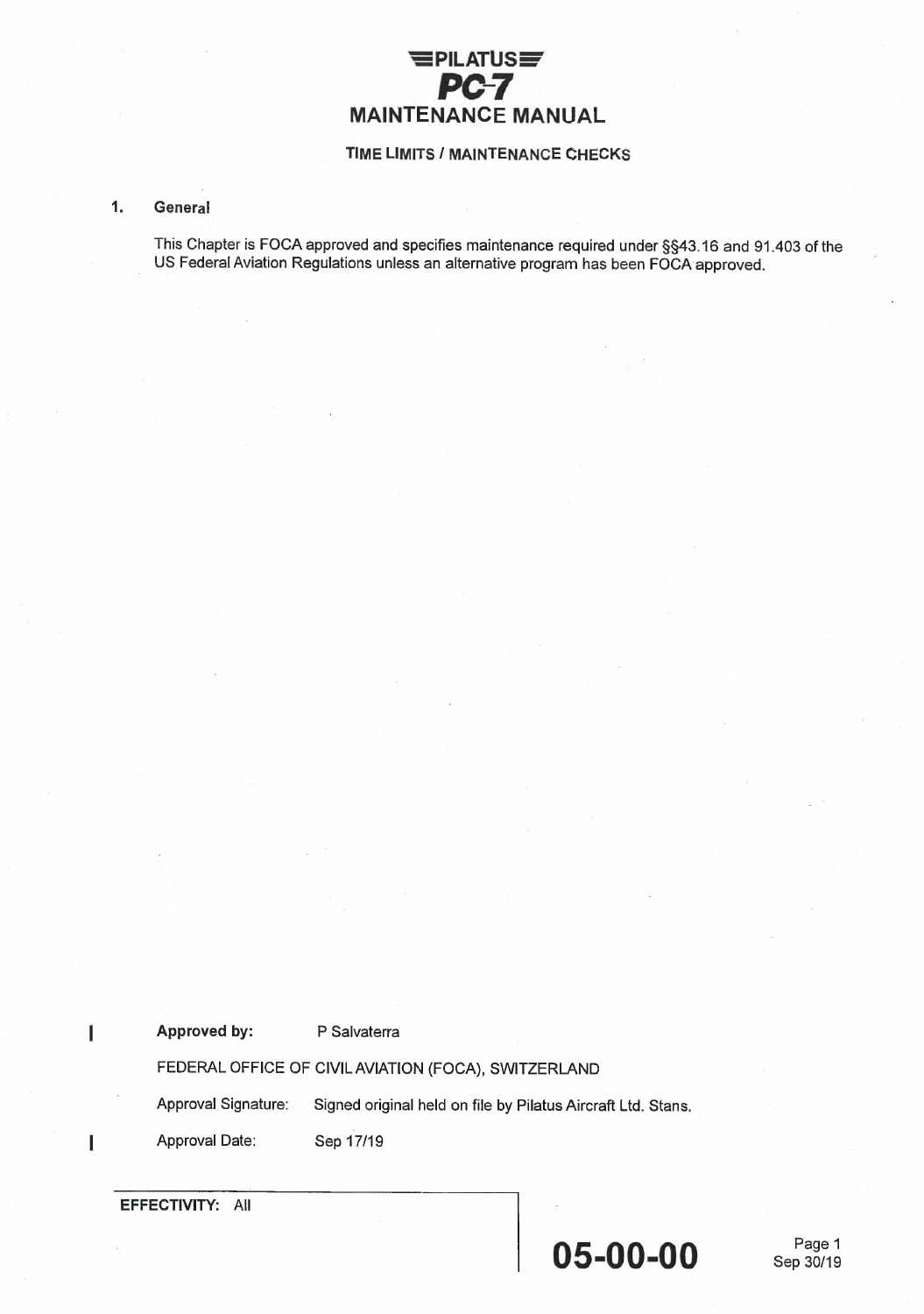# PILATUS PC-7 MAINTENANCE MANUAL

## TIME LIMITS / MAINTENANCE CHECKS

### 1. General

This Chapter is FOCA approved and specifies maintenance required under §§43.16 and 91.403 of the US Federal Aviation Regulations unless an alternative program has been FOCA approved.

**Approved by:** P Salvaterra

FEDERAL OFFICE OF CIVIL AVIATION (FOCA), SWITZERLAND

Approval Signature: Signed original held on file by Pilatus Aircraft Ltd. Stans.

Approval Date: Sep 17/19

**EFFECTIVITY:** All

05-00-00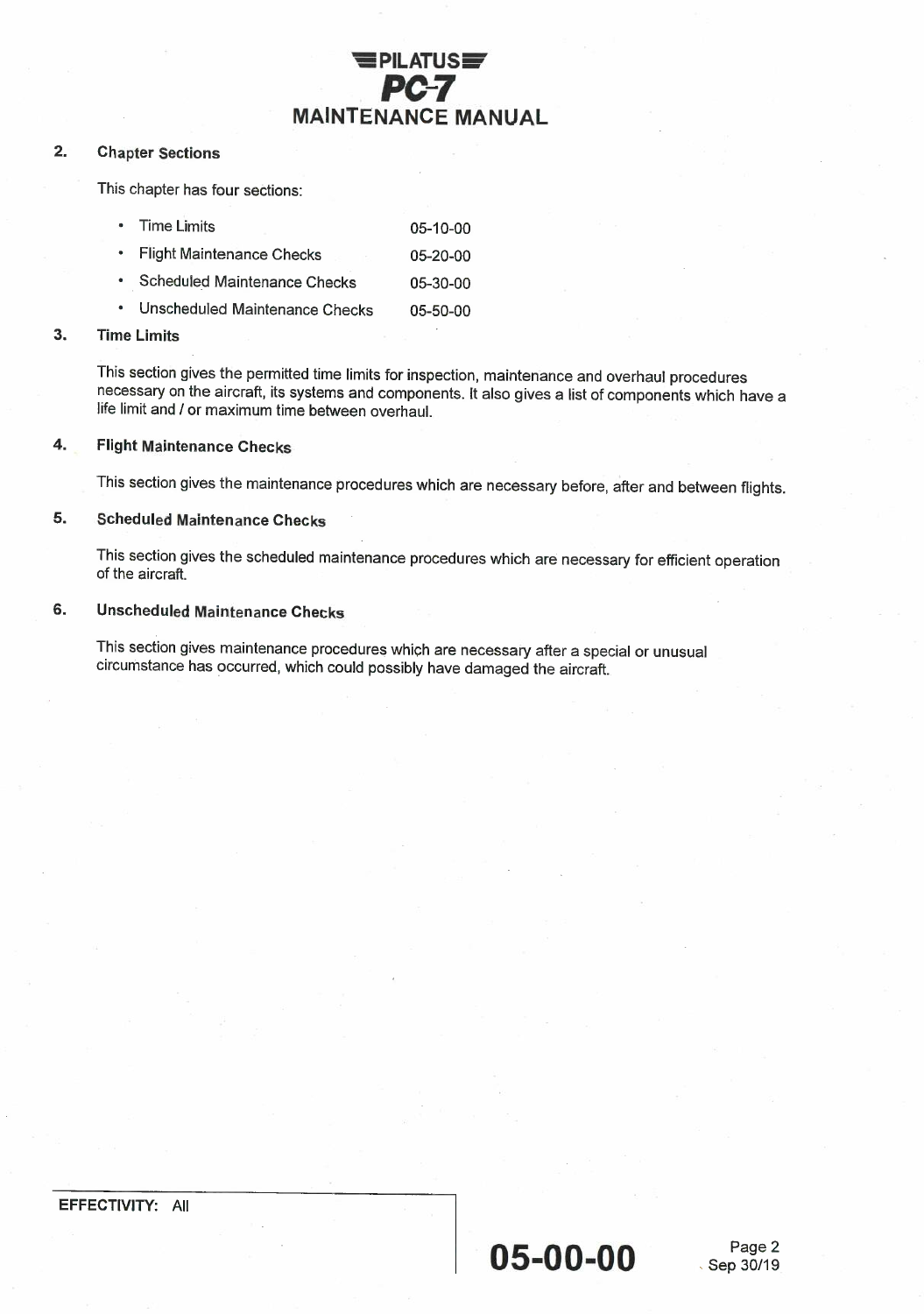## 2. Chapter Sections

This chapter has four sections:

| | |
|---|---|
| • Time Limits | 05-10-00 |
| • Flight Maintenance Checks | 05-20-00 |
| • Scheduled Maintenance Checks | 05-30-00 |
| • Unscheduled Maintenance Checks | 05-50-00 |

## 3. Time Limits

This section gives the permitted time limits for inspection, maintenance and overhaul procedures necessary on the aircraft, its systems and components. It also gives a list of components which have a life limit and / or maximum time between overhaul.

## 4. Flight Maintenance Checks

This section gives the maintenance procedures which are necessary before, after and between flights.

## 5. Scheduled Maintenance Checks

This section gives the scheduled maintenance procedures which are necessary for efficient operation of the aircraft.

## 6. Unscheduled Maintenance Checks

This section gives maintenance procedures which are necessary after a special or unusual circumstance has occurred, which could possibly have damaged the aircraft.

EFFECTIVITY: All